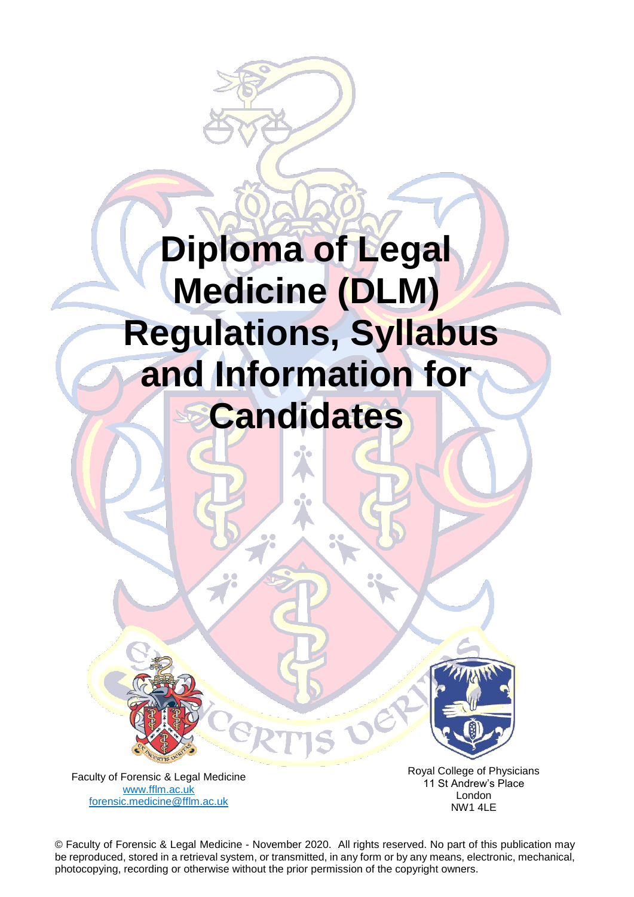# Diploma of Legal Medicine (DLM) Regulations, Syllabus and Information for Candidates

Faculty of Forensic & Legal Medicine
www.fflm.ac.uk
forensic.medicine@fflm.ac.uk

Royal College of Physicians
11 St Andrew's Place
London
NW1 4LE

© Faculty of Forensic & Legal Medicine - November 2020. All rights reserved. No part of this publication may be reproduced, stored in a retrieval system, or transmitted, in any form or by any means, electronic, mechanical, photocopying, recording or otherwise without the prior permission of the copyright owners.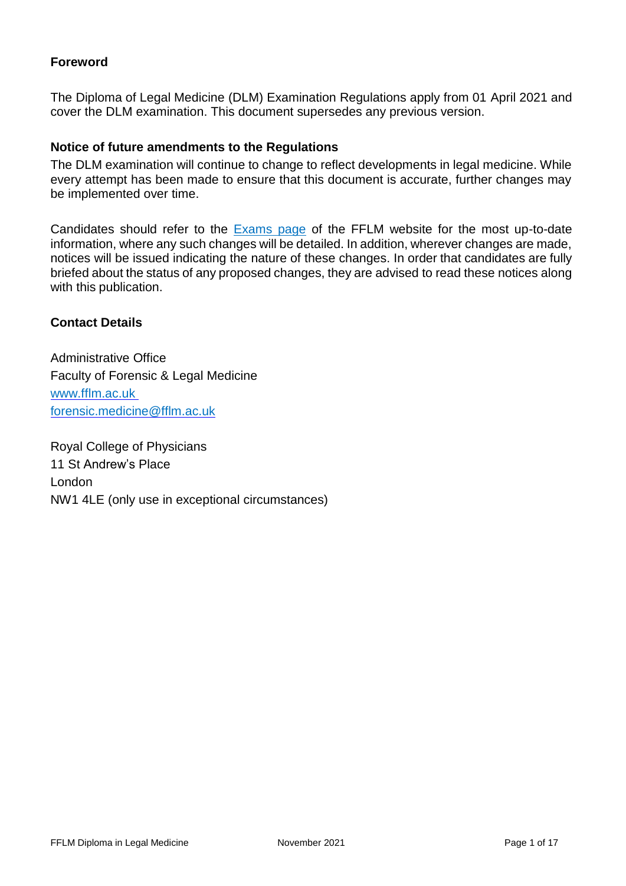**Foreword**

The Diploma of Legal Medicine (DLM) Examination Regulations apply from 01 April 2021 and cover the DLM examination. This document supersedes any previous version.

**Notice of future amendments to the Regulations**

The DLM examination will continue to change to reflect developments in legal medicine. While every attempt has been made to ensure that this document is accurate, further changes may be implemented over time.

Candidates should refer to the [Exams page]() of the FFLM website for the most up-to-date information, where any such changes will be detailed. In addition, wherever changes are made, notices will be issued indicating the nature of these changes. In order that candidates are fully briefed about the status of any proposed changes, they are advised to read these notices along with this publication.

**Contact Details**

Administrative Office
Faculty of Forensic & Legal Medicine
[www.fflm.ac.uk](www.fflm.ac.uk)
[forensic.medicine@fflm.ac.uk](mailto:forensic.medicine@fflm.ac.uk)

Royal College of Physicians
11 St Andrew's Place
London
NW1 4LE (only use in exceptional circumstances)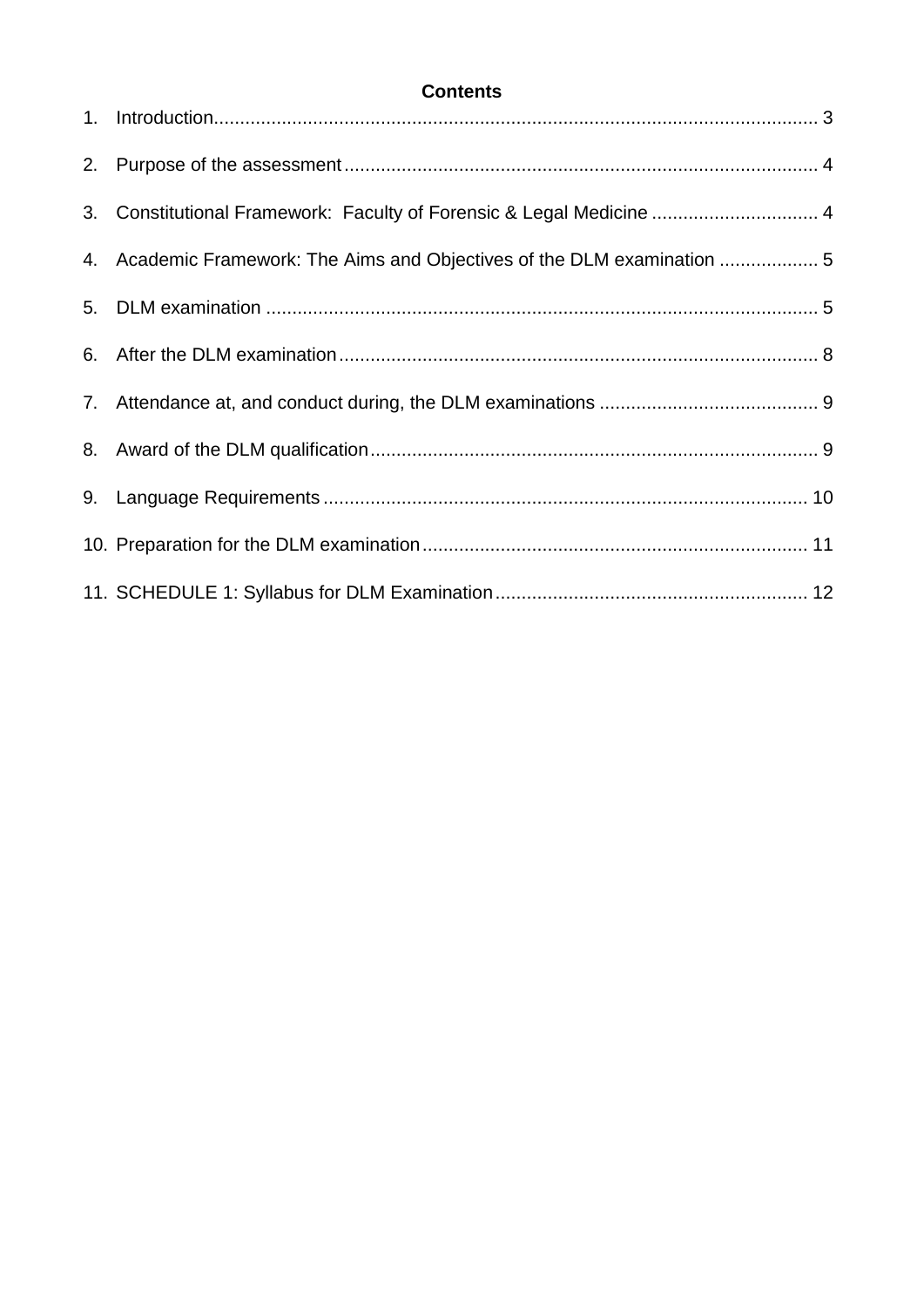**Contents**

1. Introduction ... 3
2. Purpose of the assessment ... 4
3. Constitutional Framework: Faculty of Forensic & Legal Medicine ... 4
4. Academic Framework: The Aims and Objectives of the DLM examination ... 5
5. DLM examination ... 5
6. After the DLM examination ... 8
7. Attendance at, and conduct during, the DLM examinations ... 9
8. Award of the DLM qualification ... 9
9. Language Requirements ... 10
10. Preparation for the DLM examination ... 11
11. SCHEDULE 1: Syllabus for DLM Examination ... 12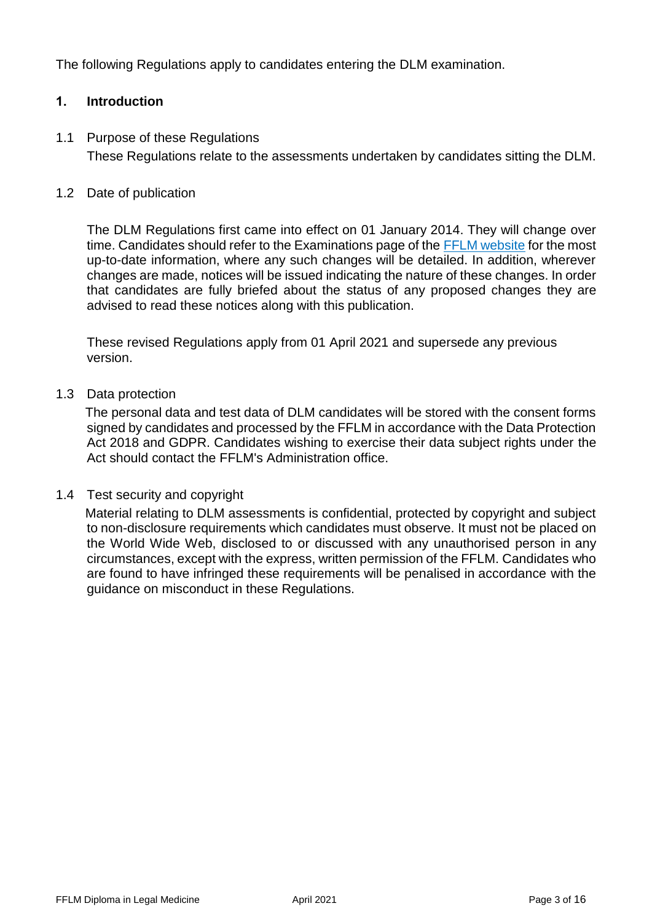The following Regulations apply to candidates entering the DLM examination.

## 1. Introduction

### 1.1 Purpose of these Regulations

These Regulations relate to the assessments undertaken by candidates sitting the DLM.

### 1.2 Date of publication

The DLM Regulations first came into effect on 01 January 2014. They will change over time. Candidates should refer to the Examinations page of the FFLM website for the most up-to-date information, where any such changes will be detailed. In addition, wherever changes are made, notices will be issued indicating the nature of these changes. In order that candidates are fully briefed about the status of any proposed changes they are advised to read these notices along with this publication.

These revised Regulations apply from 01 April 2021 and supersede any previous version.

### 1.3 Data protection

The personal data and test data of DLM candidates will be stored with the consent forms signed by candidates and processed by the FFLM in accordance with the Data Protection Act 2018 and GDPR. Candidates wishing to exercise their data subject rights under the Act should contact the FFLM's Administration office.

### 1.4 Test security and copyright

Material relating to DLM assessments is confidential, protected by copyright and subject to non-disclosure requirements which candidates must observe. It must not be placed on the World Wide Web, disclosed to or discussed with any unauthorised person in any circumstances, except with the express, written permission of the FFLM. Candidates who are found to have infringed these requirements will be penalised in accordance with the guidance on misconduct in these Regulations.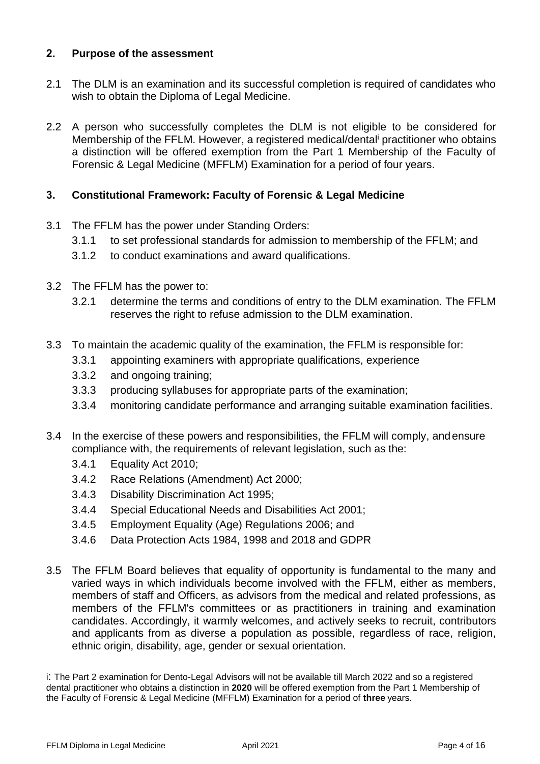## 2. Purpose of the assessment

2.1 The DLM is an examination and its successful completion is required of candidates who wish to obtain the Diploma of Legal Medicine.

2.2 A person who successfully completes the DLM is not eligible to be considered for Membership of the FFLM. However, a registered medical/dental[i] practitioner who obtains a distinction will be offered exemption from the Part 1 Membership of the Faculty of Forensic & Legal Medicine (MFFLM) Examination for a period of four years.

## 3. Constitutional Framework: Faculty of Forensic & Legal Medicine

3.1 The FFLM has the power under Standing Orders:

- 3.1.1 to set professional standards for admission to membership of the FFLM; and
- 3.1.2 to conduct examinations and award qualifications.

3.2 The FFLM has the power to:

- 3.2.1 determine the terms and conditions of entry to the DLM examination. The FFLM reserves the right to refuse admission to the DLM examination.

3.3 To maintain the academic quality of the examination, the FFLM is responsible for:

- 3.3.1 appointing examiners with appropriate qualifications, experience
- 3.3.2 and ongoing training;
- 3.3.3 producing syllabuses for appropriate parts of the examination;
- 3.3.4 monitoring candidate performance and arranging suitable examination facilities.

3.4 In the exercise of these powers and responsibilities, the FFLM will comply, and ensure compliance with, the requirements of relevant legislation, such as the:

- 3.4.1 Equality Act 2010;
- 3.4.2 Race Relations (Amendment) Act 2000;
- 3.4.3 Disability Discrimination Act 1995;
- 3.4.4 Special Educational Needs and Disabilities Act 2001;
- 3.4.5 Employment Equality (Age) Regulations 2006; and
- 3.4.6 Data Protection Acts 1984, 1998 and 2018 and GDPR

3.5 The FFLM Board believes that equality of opportunity is fundamental to the many and varied ways in which individuals become involved with the FFLM, either as members, members of staff and Officers, as advisors from the medical and related professions, as members of the FFLM's committees or as practitioners in training and examination candidates. Accordingly, it warmly welcomes, and actively seeks to recruit, contributors and applicants from as diverse a population as possible, regardless of race, religion, ethnic origin, disability, age, gender or sexual orientation.

i: The Part 2 examination for Dento-Legal Advisors will not be available till March 2022 and so a registered dental practitioner who obtains a distinction in **2020** will be offered exemption from the Part 1 Membership of the Faculty of Forensic & Legal Medicine (MFFLM) Examination for a period of **three** years.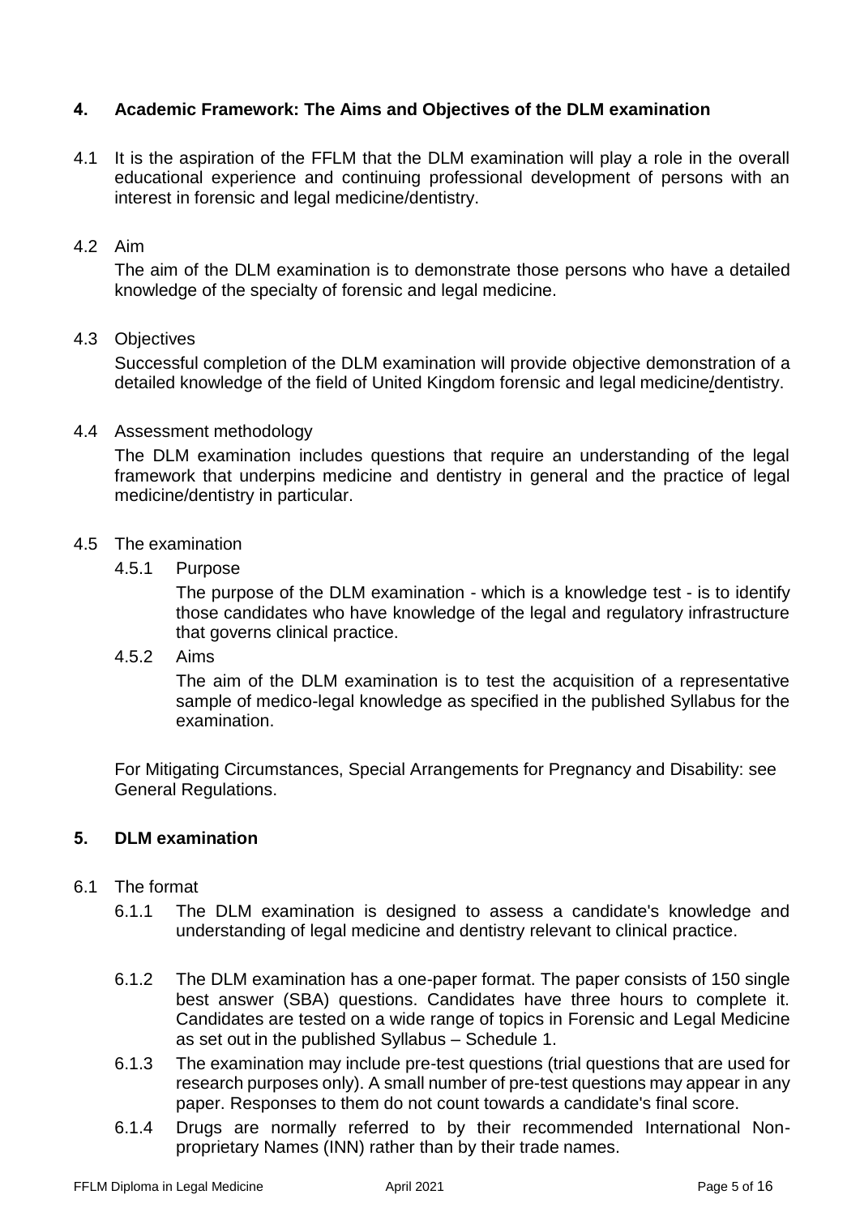## 4. Academic Framework: The Aims and Objectives of the DLM examination

4.1 It is the aspiration of the FFLM that the DLM examination will play a role in the overall educational experience and continuing professional development of persons with an interest in forensic and legal medicine/dentistry.

4.2 Aim

The aim of the DLM examination is to demonstrate those persons who have a detailed knowledge of the specialty of forensic and legal medicine.

4.3 Objectives

Successful completion of the DLM examination will provide objective demonstration of a detailed knowledge of the field of United Kingdom forensic and legal medicine/dentistry.

4.4 Assessment methodology

The DLM examination includes questions that require an understanding of the legal framework that underpins medicine and dentistry in general and the practice of legal medicine/dentistry in particular.

4.5 The examination

4.5.1 Purpose

The purpose of the DLM examination - which is a knowledge test - is to identify those candidates who have knowledge of the legal and regulatory infrastructure that governs clinical practice.

4.5.2 Aims

The aim of the DLM examination is to test the acquisition of a representative sample of medico-legal knowledge as specified in the published Syllabus for the examination.

For Mitigating Circumstances, Special Arrangements for Pregnancy and Disability: see General Regulations.

## 5. DLM examination

6.1 The format

6.1.1 The DLM examination is designed to assess a candidate's knowledge and understanding of legal medicine and dentistry relevant to clinical practice.

6.1.2 The DLM examination has a one-paper format. The paper consists of 150 single best answer (SBA) questions. Candidates have three hours to complete it. Candidates are tested on a wide range of topics in Forensic and Legal Medicine as set out in the published Syllabus – Schedule 1.

6.1.3 The examination may include pre-test questions (trial questions that are used for research purposes only). A small number of pre-test questions may appear in any paper. Responses to them do not count towards a candidate's final score.

6.1.4 Drugs are normally referred to by their recommended International Non-proprietary Names (INN) rather than by their trade names.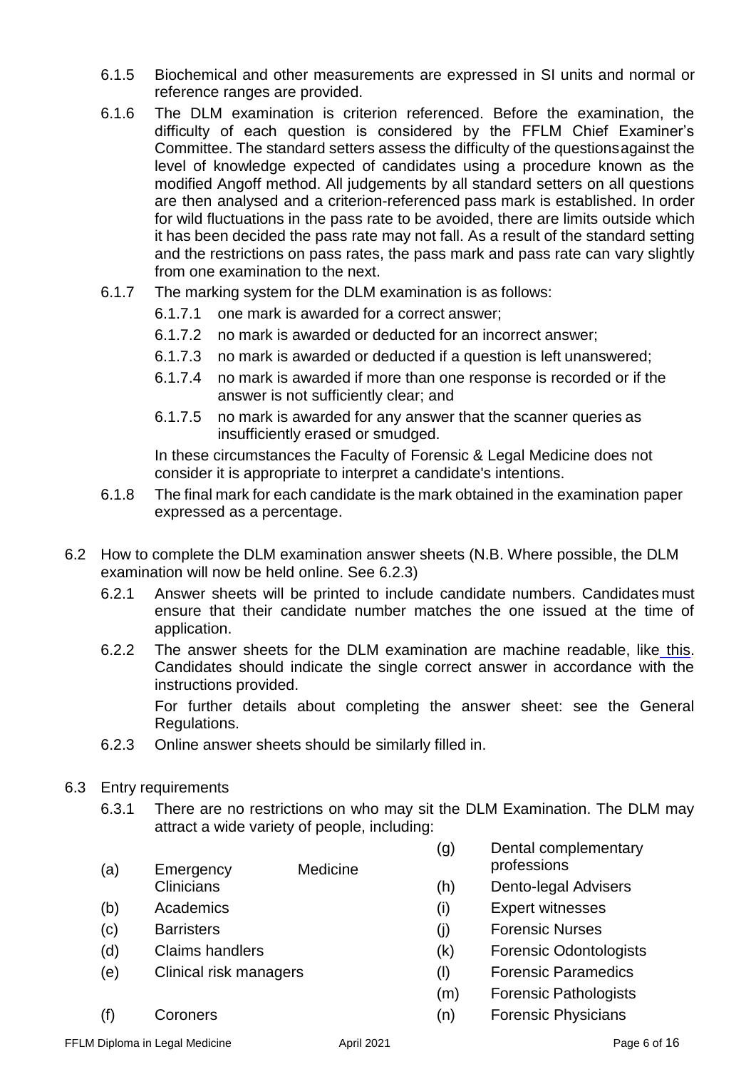6.1.5 Biochemical and other measurements are expressed in SI units and normal or reference ranges are provided.

6.1.6 The DLM examination is criterion referenced. Before the examination, the difficulty of each question is considered by the FFLM Chief Examiner's Committee. The standard setters assess the difficulty of the questions against the level of knowledge expected of candidates using a procedure known as the modified Angoff method. All judgements by all standard setters on all questions are then analysed and a criterion-referenced pass mark is established. In order for wild fluctuations in the pass rate to be avoided, there are limits outside which it has been decided the pass rate may not fall. As a result of the standard setting and the restrictions on pass rates, the pass mark and pass rate can vary slightly from one examination to the next.

6.1.7 The marking system for the DLM examination is as follows:

- 6.1.7.1 one mark is awarded for a correct answer;
- 6.1.7.2 no mark is awarded or deducted for an incorrect answer;
- 6.1.7.3 no mark is awarded or deducted if a question is left unanswered;
- 6.1.7.4 no mark is awarded if more than one response is recorded or if the answer is not sufficiently clear; and
- 6.1.7.5 no mark is awarded for any answer that the scanner queries as insufficiently erased or smudged.

In these circumstances the Faculty of Forensic & Legal Medicine does not consider it is appropriate to interpret a candidate's intentions.

6.1.8 The final mark for each candidate is the mark obtained in the examination paper expressed as a percentage.

6.2 How to complete the DLM examination answer sheets (N.B. Where possible, the DLM examination will now be held online. See 6.2.3)

6.2.1 Answer sheets will be printed to include candidate numbers. Candidates must ensure that their candidate number matches the one issued at the time of application.

6.2.2 The answer sheets for the DLM examination are machine readable, like this. Candidates should indicate the single correct answer in accordance with the instructions provided.

For further details about completing the answer sheet: see the General Regulations.

6.2.3 Online answer sheets should be similarly filled in.

6.3 Entry requirements

6.3.1 There are no restrictions on who may sit the DLM Examination. The DLM may attract a wide variety of people, including:

- (a) Emergency Medicine Clinicians
- (b) Academics
- (c) Barristers
- (d) Claims handlers
- (e) Clinical risk managers
- (f) Coroners
- (g) Dental complementary professions
- (h) Dento-legal Advisers
- (i) Expert witnesses
- (j) Forensic Nurses
- (k) Forensic Odontologists
- (l) Forensic Paramedics
- (m) Forensic Pathologists
- (n) Forensic Physicians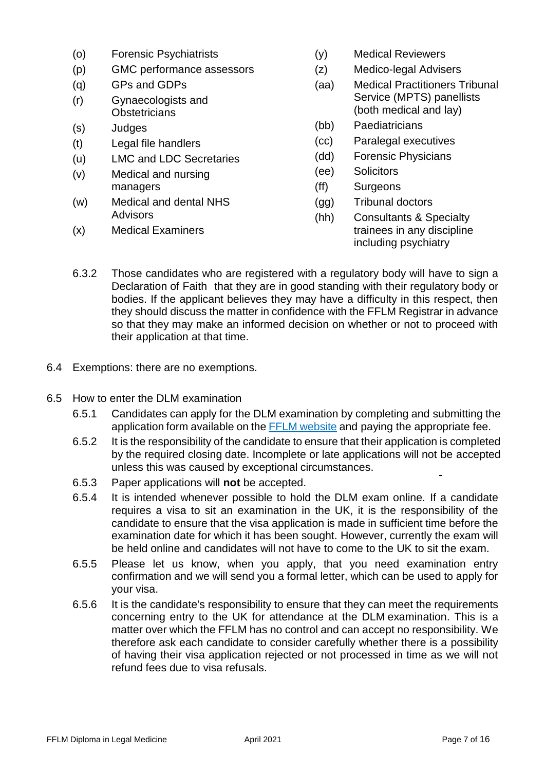(o) Forensic Psychiatrists
(p) GMC performance assessors
(q) GPs and GDPs
(r) Gynaecologists and Obstetricians
(s) Judges
(t) Legal file handlers
(u) LMC and LDC Secretaries
(v) Medical and nursing managers
(w) Medical and dental NHS Advisors
(x) Medical Examiners
(y) Medical Reviewers
(z) Medico-legal Advisers
(aa) Medical Practitioners Tribunal Service (MPTS) panellists (both medical and lay)
(bb) Paediatricians
(cc) Paralegal executives
(dd) Forensic Physicians
(ee) Solicitors
(ff) Surgeons
(gg) Tribunal doctors
(hh) Consultants & Specialty trainees in any discipline including psychiatry

6.3.2 Those candidates who are registered with a regulatory body will have to sign a Declaration of Faith that they are in good standing with their regulatory body or bodies. If the applicant believes they may have a difficulty in this respect, then they should discuss the matter in confidence with the FFLM Registrar in advance so that they may make an informed decision on whether or not to proceed with their application at that time.

6.4 Exemptions: there are no exemptions.

6.5 How to enter the DLM examination

6.5.1 Candidates can apply for the DLM examination by completing and submitting the application form available on the FFLM website and paying the appropriate fee.

6.5.2 It is the responsibility of the candidate to ensure that their application is completed by the required closing date. Incomplete or late applications will not be accepted unless this was caused by exceptional circumstances.

6.5.3 Paper applications will **not** be accepted.

6.5.4 It is intended whenever possible to hold the DLM exam online. If a candidate requires a visa to sit an examination in the UK, it is the responsibility of the candidate to ensure that the visa application is made in sufficient time before the examination date for which it has been sought. However, currently the exam will be held online and candidates will not have to come to the UK to sit the exam.

6.5.5 Please let us know, when you apply, that you need examination entry confirmation and we will send you a formal letter, which can be used to apply for your visa.

6.5.6 It is the candidate's responsibility to ensure that they can meet the requirements concerning entry to the UK for attendance at the DLM examination. This is a matter over which the FFLM has no control and can accept no responsibility. We therefore ask each candidate to consider carefully whether there is a possibility of having their visa application rejected or not processed in time as we will not refund fees due to visa refusals.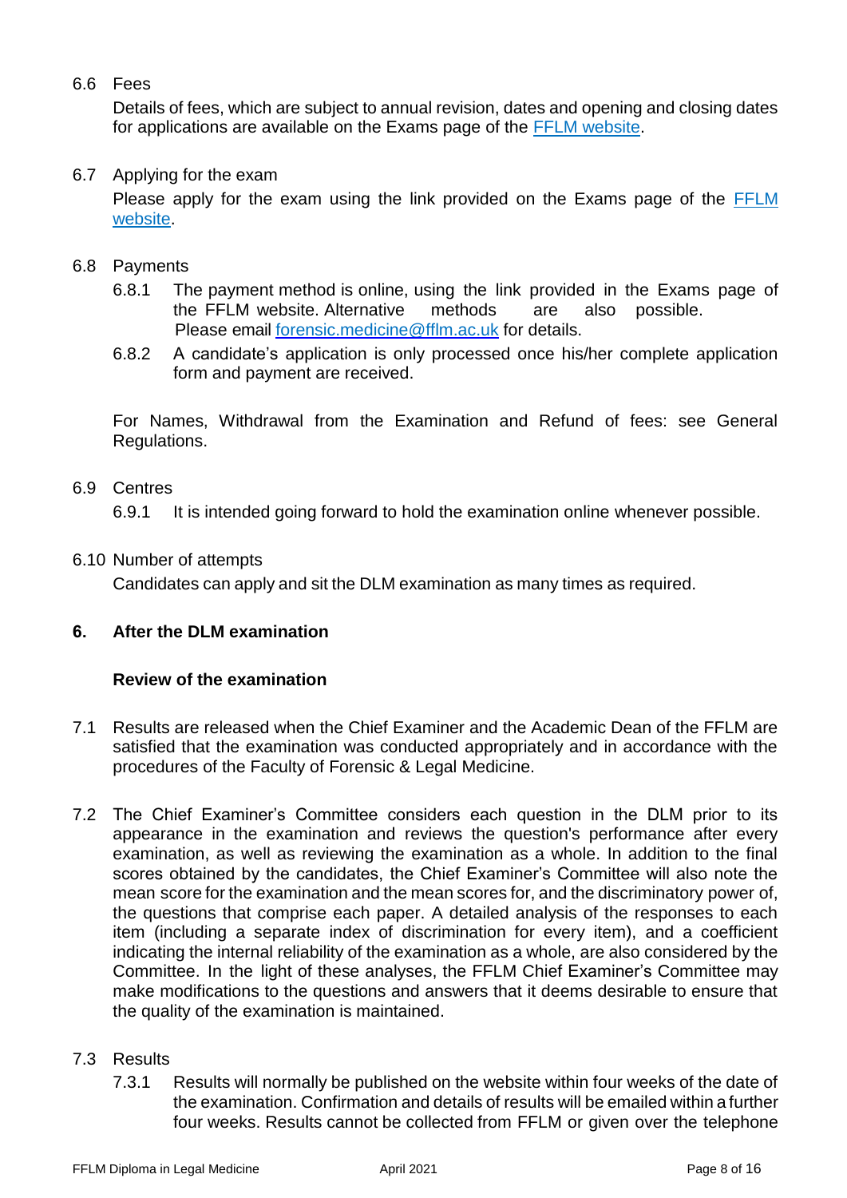6.6 Fees

Details of fees, which are subject to annual revision, dates and opening and closing dates for applications are available on the Exams page of the FFLM website.

6.7 Applying for the exam

Please apply for the exam using the link provided on the Exams page of the FFLM website.

6.8 Payments

6.8.1 The payment method is online, using the link provided in the Exams page of the FFLM website. Alternative methods are also possible. Please email forensic.medicine@fflm.ac.uk for details.

6.8.2 A candidate's application is only processed once his/her complete application form and payment are received.

For Names, Withdrawal from the Examination and Refund of fees: see General Regulations.

6.9 Centres

6.9.1 It is intended going forward to hold the examination online whenever possible.

6.10 Number of attempts

Candidates can apply and sit the DLM examination as many times as required.

## 6. After the DLM examination

### Review of the examination

7.1 Results are released when the Chief Examiner and the Academic Dean of the FFLM are satisfied that the examination was conducted appropriately and in accordance with the procedures of the Faculty of Forensic & Legal Medicine.

7.2 The Chief Examiner's Committee considers each question in the DLM prior to its appearance in the examination and reviews the question's performance after every examination, as well as reviewing the examination as a whole. In addition to the final scores obtained by the candidates, the Chief Examiner's Committee will also note the mean score for the examination and the mean scores for, and the discriminatory power of, the questions that comprise each paper. A detailed analysis of the responses to each item (including a separate index of discrimination for every item), and a coefficient indicating the internal reliability of the examination as a whole, are also considered by the Committee. In the light of these analyses, the FFLM Chief Examiner's Committee may make modifications to the questions and answers that it deems desirable to ensure that the quality of the examination is maintained.

7.3 Results

7.3.1 Results will normally be published on the website within four weeks of the date of the examination. Confirmation and details of results will be emailed within a further four weeks. Results cannot be collected from FFLM or given over the telephone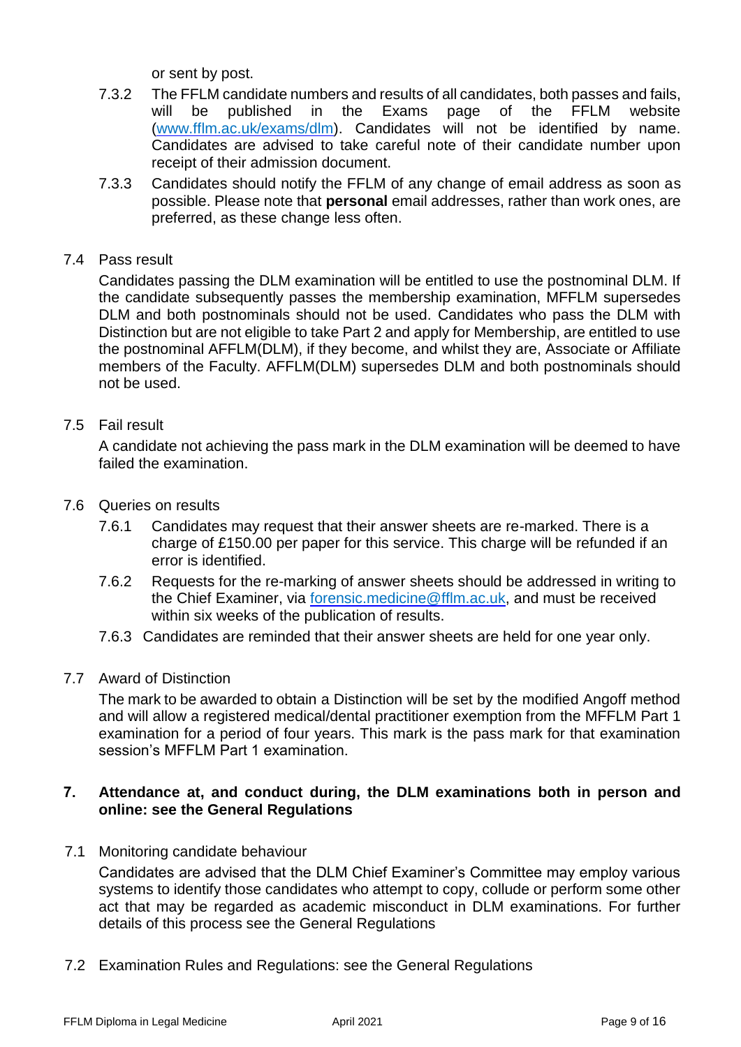or sent by post.

7.3.2 The FFLM candidate numbers and results of all candidates, both passes and fails, will be published in the Exams page of the FFLM website ([www.fflm.ac.uk/exams/dlm](www.fflm.ac.uk/exams/dlm)). Candidates will not be identified by name. Candidates are advised to take careful note of their candidate number upon receipt of their admission document.

7.3.3 Candidates should notify the FFLM of any change of email address as soon as possible. Please note that **personal** email addresses, rather than work ones, are preferred, as these change less often.

7.4 Pass result

Candidates passing the DLM examination will be entitled to use the postnominal DLM. If the candidate subsequently passes the membership examination, MFFLM supersedes DLM and both postnominals should not be used. Candidates who pass the DLM with Distinction but are not eligible to take Part 2 and apply for Membership, are entitled to use the postnominal AFFLM(DLM), if they become, and whilst they are, Associate or Affiliate members of the Faculty. AFFLM(DLM) supersedes DLM and both postnominals should not be used.

7.5 Fail result

A candidate not achieving the pass mark in the DLM examination will be deemed to have failed the examination.

7.6 Queries on results

7.6.1 Candidates may request that their answer sheets are re-marked. There is a charge of £150.00 per paper for this service. This charge will be refunded if an error is identified.

7.6.2 Requests for the re-marking of answer sheets should be addressed in writing to the Chief Examiner, via [forensic.medicine@fflm.ac.uk](mailto:forensic.medicine@fflm.ac.uk), and must be received within six weeks of the publication of results.

7.6.3 Candidates are reminded that their answer sheets are held for one year only.

7.7 Award of Distinction

The mark to be awarded to obtain a Distinction will be set by the modified Angoff method and will allow a registered medical/dental practitioner exemption from the MFFLM Part 1 examination for a period of four years. This mark is the pass mark for that examination session's MFFLM Part 1 examination.

## 7. Attendance at, and conduct during, the DLM examinations both in person and online: see the General Regulations

7.1 Monitoring candidate behaviour

Candidates are advised that the DLM Chief Examiner's Committee may employ various systems to identify those candidates who attempt to copy, collude or perform some other act that may be regarded as academic misconduct in DLM examinations. For further details of this process see the General Regulations

7.2 Examination Rules and Regulations: see the General Regulations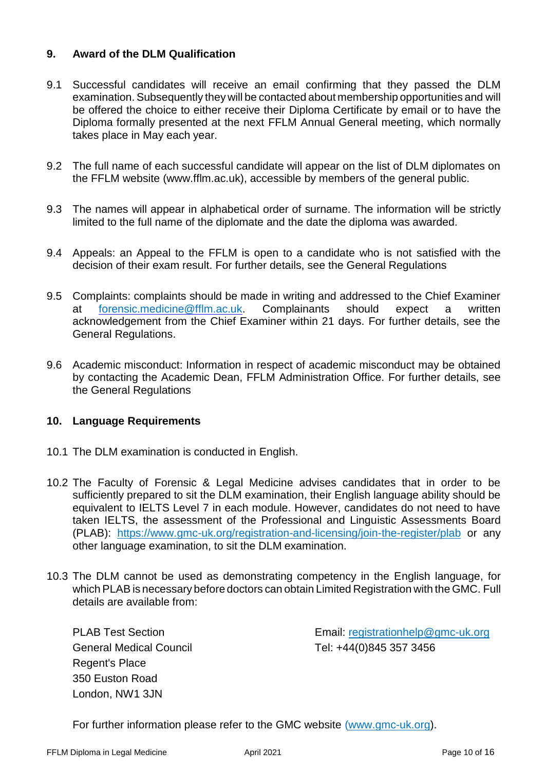## 9. Award of the DLM Qualification

9.1 Successful candidates will receive an email confirming that they passed the DLM examination. Subsequently they will be contacted about membership opportunities and will be offered the choice to either receive their Diploma Certificate by email or to have the Diploma formally presented at the next FFLM Annual General meeting, which normally takes place in May each year.

9.2 The full name of each successful candidate will appear on the list of DLM diplomates on the FFLM website (www.fflm.ac.uk), accessible by members of the general public.

9.3 The names will appear in alphabetical order of surname. The information will be strictly limited to the full name of the diplomate and the date the diploma was awarded.

9.4 Appeals: an Appeal to the FFLM is open to a candidate who is not satisfied with the decision of their exam result. For further details, see the General Regulations

9.5 Complaints: complaints should be made in writing and addressed to the Chief Examiner at forensic.medicine@fflm.ac.uk. Complainants should expect a written acknowledgement from the Chief Examiner within 21 days. For further details, see the General Regulations.

9.6 Academic misconduct: Information in respect of academic misconduct may be obtained by contacting the Academic Dean, FFLM Administration Office. For further details, see the General Regulations

## 10. Language Requirements

10.1 The DLM examination is conducted in English.

10.2 The Faculty of Forensic & Legal Medicine advises candidates that in order to be sufficiently prepared to sit the DLM examination, their English language ability should be equivalent to IELTS Level 7 in each module. However, candidates do not need to have taken IELTS, the assessment of the Professional and Linguistic Assessments Board (PLAB): https://www.gmc-uk.org/registration-and-licensing/join-the-register/plab or any other language examination, to sit the DLM examination.

10.3 The DLM cannot be used as demonstrating competency in the English language, for which PLAB is necessary before doctors can obtain Limited Registration with the GMC. Full details are available from:

PLAB Test Section
General Medical Council
Regent's Place
350 Euston Road
London, NW1 3JN

Email: registrationhelp@gmc-uk.org
Tel: +44(0)845 357 3456

For further information please refer to the GMC website (www.gmc-uk.org).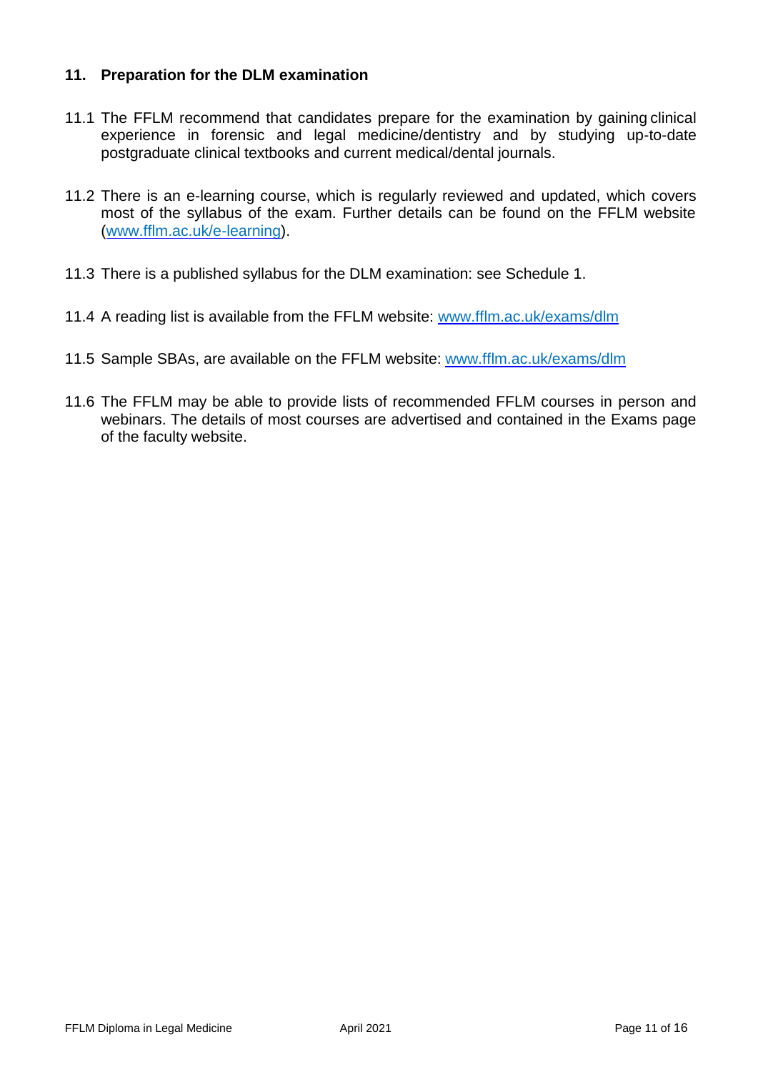## 11. Preparation for the DLM examination

11.1 The FFLM recommend that candidates prepare for the examination by gaining clinical experience in forensic and legal medicine/dentistry and by studying up-to-date postgraduate clinical textbooks and current medical/dental journals.

11.2 There is an e-learning course, which is regularly reviewed and updated, which covers most of the syllabus of the exam. Further details can be found on the FFLM website ([www.fflm.ac.uk/e-learning](www.fflm.ac.uk/e-learning)).

11.3 There is a published syllabus for the DLM examination: see Schedule 1.

11.4 A reading list is available from the FFLM website: [www.fflm.ac.uk/exams/dlm](www.fflm.ac.uk/exams/dlm)

11.5 Sample SBAs, are available on the FFLM website: [www.fflm.ac.uk/exams/dlm](www.fflm.ac.uk/exams/dlm)

11.6 The FFLM may be able to provide lists of recommended FFLM courses in person and webinars. The details of most courses are advertised and contained in the Exams page of the faculty website.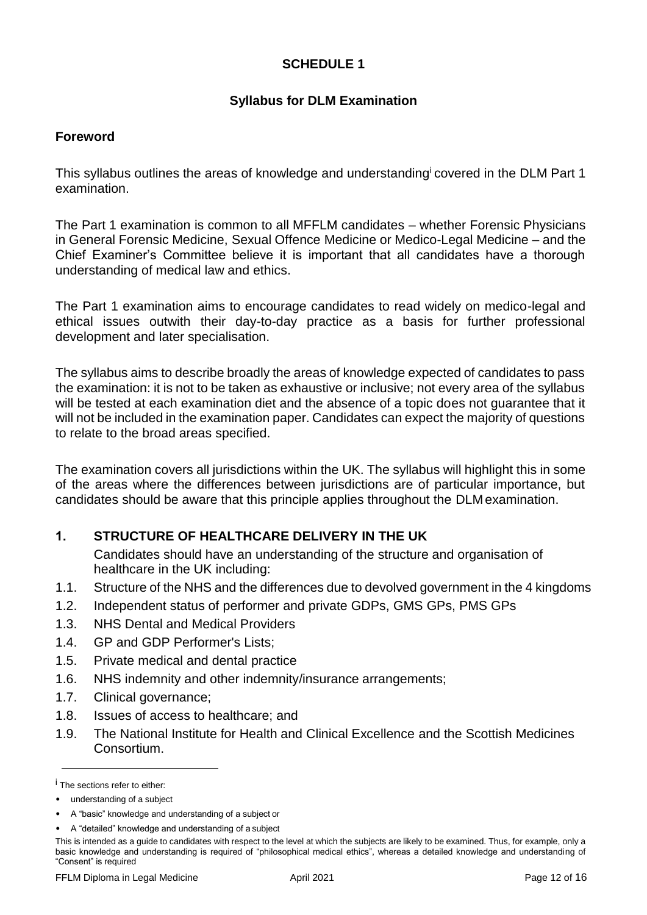# SCHEDULE 1

## Syllabus for DLM Examination

### Foreword

This syllabus outlines the areas of knowledge and understanding[i] covered in the DLM Part 1 examination.

The Part 1 examination is common to all MFFLM candidates – whether Forensic Physicians in General Forensic Medicine, Sexual Offence Medicine or Medico-Legal Medicine – and the Chief Examiner's Committee believe it is important that all candidates have a thorough understanding of medical law and ethics.

The Part 1 examination aims to encourage candidates to read widely on medico-legal and ethical issues outwith their day-to-day practice as a basis for further professional development and later specialisation.

The syllabus aims to describe broadly the areas of knowledge expected of candidates to pass the examination: it is not to be taken as exhaustive or inclusive; not every area of the syllabus will be tested at each examination diet and the absence of a topic does not guarantee that it will not be included in the examination paper. Candidates can expect the majority of questions to relate to the broad areas specified.

The examination covers all jurisdictions within the UK. The syllabus will highlight this in some of the areas where the differences between jurisdictions are of particular importance, but candidates should be aware that this principle applies throughout the DLM examination.

### 1. STRUCTURE OF HEALTHCARE DELIVERY IN THE UK

Candidates should have an understanding of the structure and organisation of healthcare in the UK including:

- 1.1. Structure of the NHS and the differences due to devolved government in the 4 kingdoms
- 1.2. Independent status of performer and private GDPs, GMS GPs, PMS GPs
- 1.3. NHS Dental and Medical Providers
- 1.4. GP and GDP Performer's Lists;
- 1.5. Private medical and dental practice
- 1.6. NHS indemnity and other indemnity/insurance arrangements;
- 1.7. Clinical governance;
- 1.8. Issues of access to healthcare; and
- 1.9. The National Institute for Health and Clinical Excellence and the Scottish Medicines Consortium.

---

[i] The sections refer to either:

- understanding of a subject
- A "basic" knowledge and understanding of a subject or
- A "detailed" knowledge and understanding of a subject

This is intended as a guide to candidates with respect to the level at which the subjects are likely to be examined. Thus, for example, only a basic knowledge and understanding is required of "philosophical medical ethics", whereas a detailed knowledge and understanding of "Consent" is required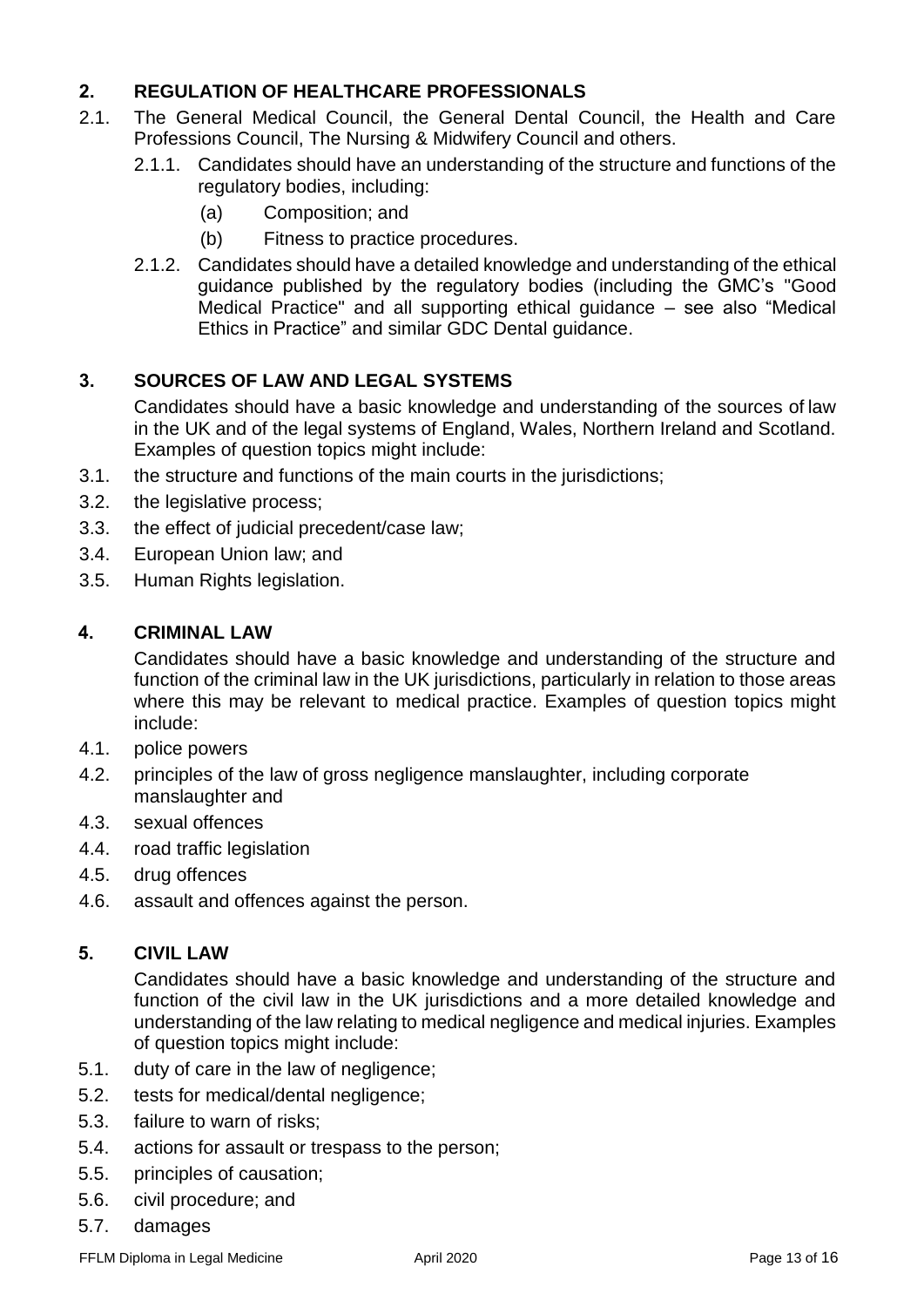## 2. REGULATION OF HEALTHCARE PROFESSIONALS

2.1. The General Medical Council, the General Dental Council, the Health and Care Professions Council, The Nursing & Midwifery Council and others.

2.1.1. Candidates should have an understanding of the structure and functions of the regulatory bodies, including:

(a) Composition; and

(b) Fitness to practice procedures.

2.1.2. Candidates should have a detailed knowledge and understanding of the ethical guidance published by the regulatory bodies (including the GMC's "Good Medical Practice" and all supporting ethical guidance – see also "Medical Ethics in Practice" and similar GDC Dental guidance.

## 3. SOURCES OF LAW AND LEGAL SYSTEMS

Candidates should have a basic knowledge and understanding of the sources of law in the UK and of the legal systems of England, Wales, Northern Ireland and Scotland. Examples of question topics might include:

3.1. the structure and functions of the main courts in the jurisdictions;

3.2. the legislative process;

3.3. the effect of judicial precedent/case law;

3.4. European Union law; and

3.5. Human Rights legislation.

## 4. CRIMINAL LAW

Candidates should have a basic knowledge and understanding of the structure and function of the criminal law in the UK jurisdictions, particularly in relation to those areas where this may be relevant to medical practice. Examples of question topics might include:

4.1. police powers

4.2. principles of the law of gross negligence manslaughter, including corporate manslaughter and

4.3. sexual offences

4.4. road traffic legislation

4.5. drug offences

4.6. assault and offences against the person.

## 5. CIVIL LAW

Candidates should have a basic knowledge and understanding of the structure and function of the civil law in the UK jurisdictions and a more detailed knowledge and understanding of the law relating to medical negligence and medical injuries. Examples of question topics might include:

5.1. duty of care in the law of negligence;

5.2. tests for medical/dental negligence;

5.3. failure to warn of risks;

5.4. actions for assault or trespass to the person;

5.5. principles of causation;

5.6. civil procedure; and

5.7. damages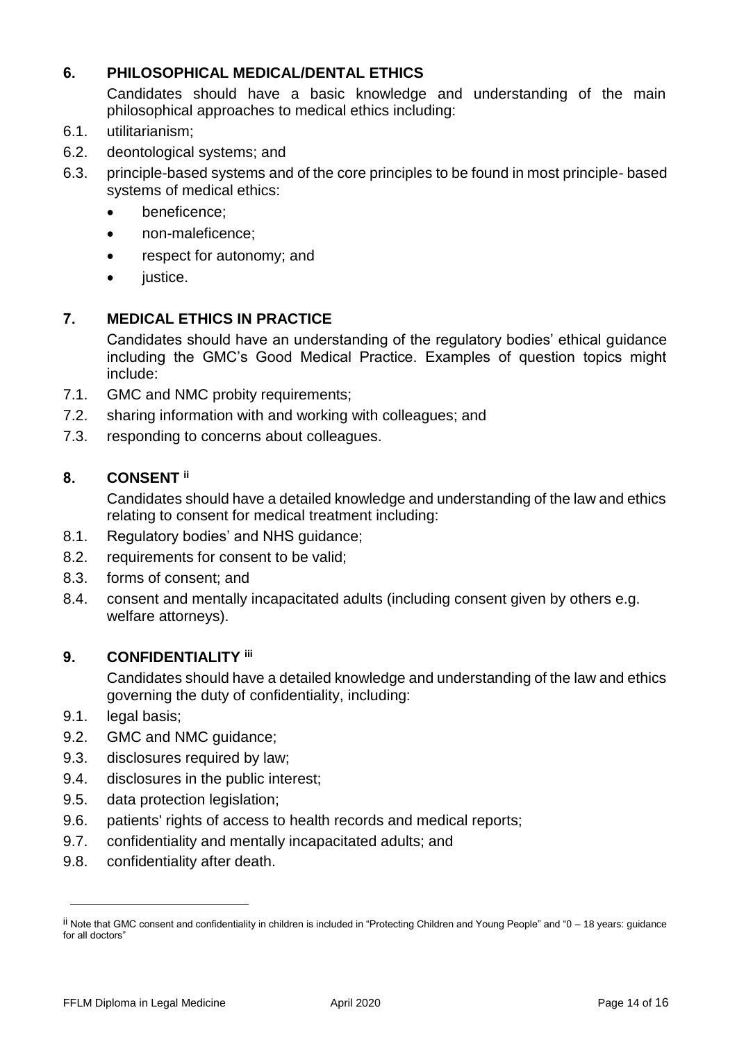## 6. PHILOSOPHICAL MEDICAL/DENTAL ETHICS

Candidates should have a basic knowledge and understanding of the main philosophical approaches to medical ethics including:

6.1. utilitarianism;

6.2. deontological systems; and

6.3. principle-based systems and of the core principles to be found in most principle- based systems of medical ethics:

- beneficence;
- non-maleficence;
- respect for autonomy; and
- justice.

## 7. MEDICAL ETHICS IN PRACTICE

Candidates should have an understanding of the regulatory bodies' ethical guidance including the GMC's Good Medical Practice. Examples of question topics might include:

7.1. GMC and NMC probity requirements;

7.2. sharing information with and working with colleagues; and

7.3. responding to concerns about colleagues.

## 8. CONSENT [ii]

Candidates should have a detailed knowledge and understanding of the law and ethics relating to consent for medical treatment including:

8.1. Regulatory bodies' and NHS guidance;

8.2. requirements for consent to be valid;

8.3. forms of consent; and

8.4. consent and mentally incapacitated adults (including consent given by others e.g. welfare attorneys).

## 9. CONFIDENTIALITY [iii]

Candidates should have a detailed knowledge and understanding of the law and ethics governing the duty of confidentiality, including:

9.1. legal basis;

9.2. GMC and NMC guidance;

9.3. disclosures required by law;

9.4. disclosures in the public interest;

9.5. data protection legislation;

9.6. patients' rights of access to health records and medical reports;

9.7. confidentiality and mentally incapacitated adults; and

9.8. confidentiality after death.

---

[ii] Note that GMC consent and confidentiality in children is included in "Protecting Children and Young People" and "0 – 18 years: guidance for all doctors"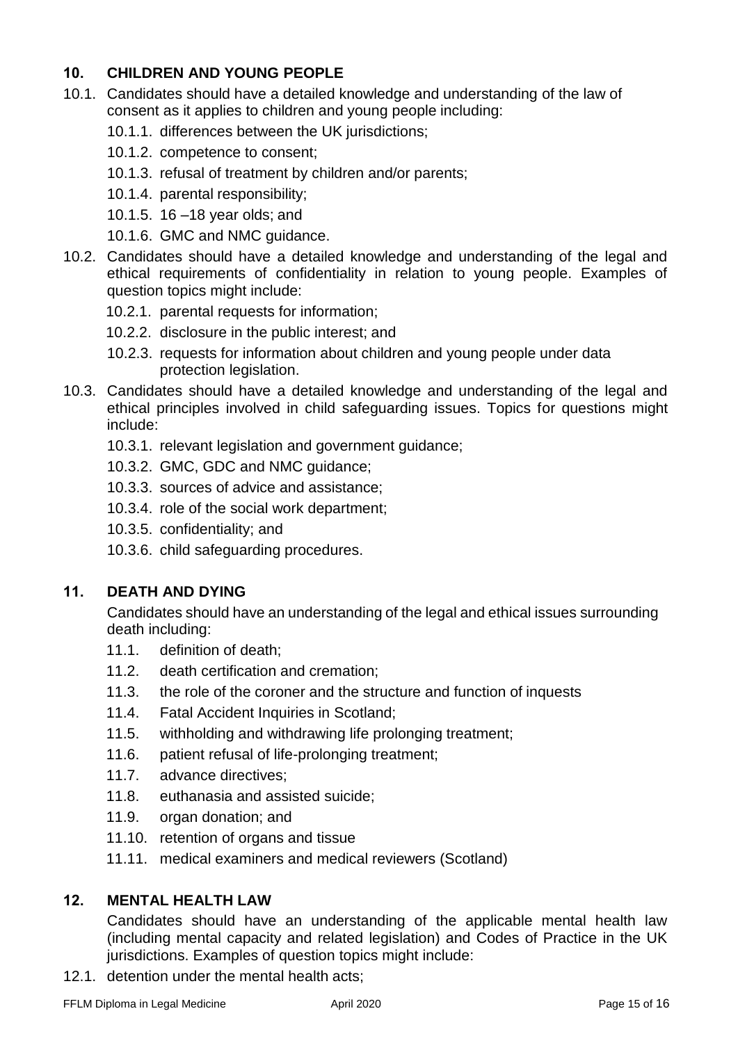## 10. CHILDREN AND YOUNG PEOPLE

10.1. Candidates should have a detailed knowledge and understanding of the law of consent as it applies to children and young people including:

- 10.1.1. differences between the UK jurisdictions;
- 10.1.2. competence to consent;
- 10.1.3. refusal of treatment by children and/or parents;
- 10.1.4. parental responsibility;
- 10.1.5. 16 –18 year olds; and
- 10.1.6. GMC and NMC guidance.

10.2. Candidates should have a detailed knowledge and understanding of the legal and ethical requirements of confidentiality in relation to young people. Examples of question topics might include:

- 10.2.1. parental requests for information;
- 10.2.2. disclosure in the public interest; and
- 10.2.3. requests for information about children and young people under data protection legislation.

10.3. Candidates should have a detailed knowledge and understanding of the legal and ethical principles involved in child safeguarding issues. Topics for questions might include:

- 10.3.1. relevant legislation and government guidance;
- 10.3.2. GMC, GDC and NMC guidance;
- 10.3.3. sources of advice and assistance;
- 10.3.4. role of the social work department;
- 10.3.5. confidentiality; and
- 10.3.6. child safeguarding procedures.

## 11. DEATH AND DYING

Candidates should have an understanding of the legal and ethical issues surrounding death including:

- 11.1. definition of death;
- 11.2. death certification and cremation;
- 11.3. the role of the coroner and the structure and function of inquests
- 11.4. Fatal Accident Inquiries in Scotland;
- 11.5. withholding and withdrawing life prolonging treatment;
- 11.6. patient refusal of life-prolonging treatment;
- 11.7. advance directives;
- 11.8. euthanasia and assisted suicide;
- 11.9. organ donation; and
- 11.10. retention of organs and tissue
- 11.11. medical examiners and medical reviewers (Scotland)

## 12. MENTAL HEALTH LAW

Candidates should have an understanding of the applicable mental health law (including mental capacity and related legislation) and Codes of Practice in the UK jurisdictions. Examples of question topics might include:

- 12.1. detention under the mental health acts;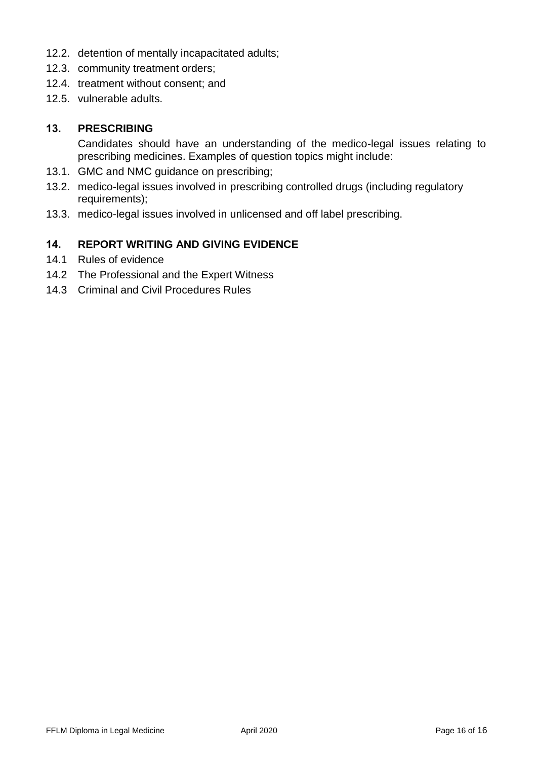12.2. detention of mentally incapacitated adults;
12.3. community treatment orders;
12.4. treatment without consent; and
12.5. vulnerable adults.

## 13. PRESCRIBING

Candidates should have an understanding of the medico-legal issues relating to prescribing medicines. Examples of question topics might include:

13.1. GMC and NMC guidance on prescribing;
13.2. medico-legal issues involved in prescribing controlled drugs (including regulatory requirements);
13.3. medico-legal issues involved in unlicensed and off label prescribing.

## 14. REPORT WRITING AND GIVING EVIDENCE

14.1 Rules of evidence
14.2 The Professional and the Expert Witness
14.3 Criminal and Civil Procedures Rules